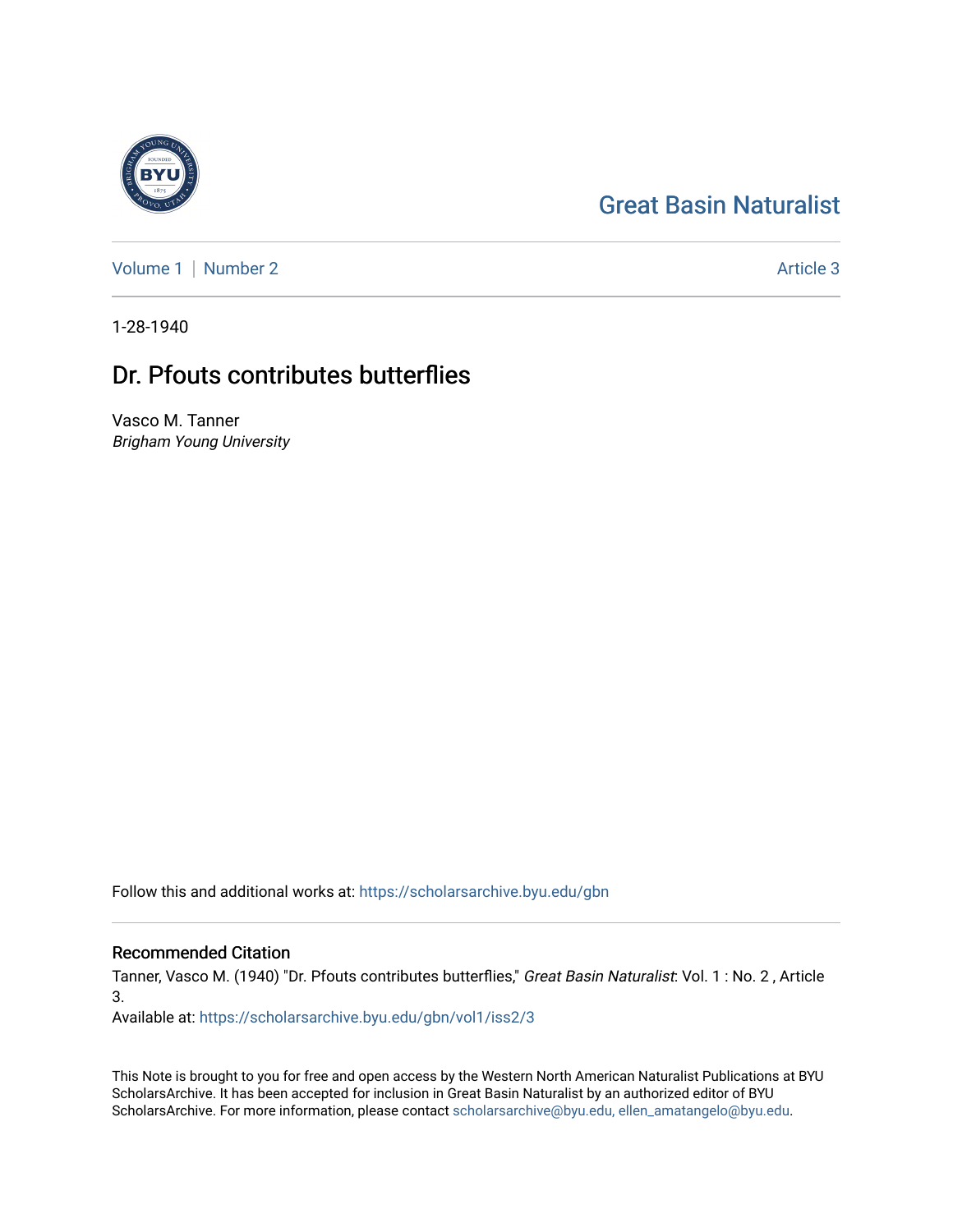Great Basin Naturalist

Volume 1 | Number 2 Article 3

1-28-1940

# Dr. Pfouts contributes butterflies

Vasco M. Tanner
*Brigham Young University*

Follow this and additional works at: https://scholarsarchive.byu.edu/gbn

## Recommended Citation

Tanner, Vasco M. (1940) "Dr. Pfouts contributes butterflies," *Great Basin Naturalist*: Vol. 1 : No. 2 , Article 3.

Available at: https://scholarsarchive.byu.edu/gbn/vol1/iss2/3

This Note is brought to you for free and open access by the Western North American Naturalist Publications at BYU ScholarsArchive. It has been accepted for inclusion in Great Basin Naturalist by an authorized editor of BYU ScholarsArchive. For more information, please contact scholarsarchive@byu.edu, ellen_amatangelo@byu.edu.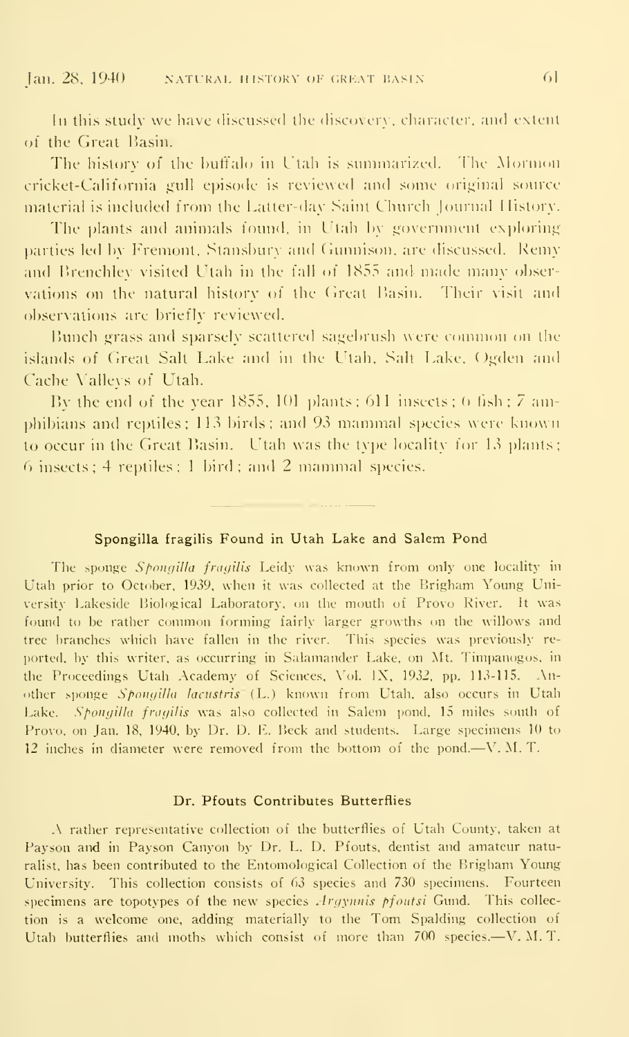In this study we have discussed the discovery, character, and extent of the Great Basin.

The history of the buffalo in Utah is summarized. The Mormon cricket-California gull episode is reviewed and some original source material is included from the Latter-day Saint Church Journal History.

The plants and animals found, in Utah by government exploring parties led by Fremont, Stansbury and Gunnison, are discussed. Remy and Brenchley visited Utah in the fall of 1855 and made many observations on the natural history of the Great Basin. Their visit and observations are briefly reviewed.

Bunch grass and sparsely scattered sagebrush were common on the islands of Great Salt Lake and in the Utah, Salt Lake, Ogden and Cache Valleys of Utah.

By the end of the year 1855, 101 plants; 611 insects; 6 fish; 7 amphibians and reptiles; 113 birds; and 93 mammal species were known to occur in the Great Basin. Utah was the type locality for 13 plants; 6 insects; 4 reptiles; 1 bird; and 2 mammal species.

---

## Spongilla fragilis Found in Utah Lake and Salem Pond

The sponge *Spongilla fragilis* Leidy was known from only one locality in Utah prior to October, 1939, when it was collected at the Brigham Young University Lakeside Biological Laboratory, on the mouth of Provo River. It was found to be rather common forming fairly larger growths on the willows and tree branches which have fallen in the river. This species was previously reported, by this writer, as occurring in Salamander Lake, on Mt. Timpanogos, in the Proceedings Utah Academy of Sciences, Vol. IX, 1932, pp. 113-115. Another sponge *Spongilla lacustris* (L.) known from Utah, also occurs in Utah Lake. *Spongilla fragilis* was also collected in Salem pond, 15 miles south of Provo, on Jan. 18, 1940, by Dr. D. E. Beck and students. Large specimens 10 to 12 inches in diameter were removed from the bottom of the pond.—V. M. T.

## Dr. Pfouts Contributes Butterflies

A rather representative collection of the butterflies of Utah County, taken at Payson and in Payson Canyon by Dr. L. D. Pfouts, dentist and amateur naturalist, has been contributed to the Entomological Collection of the Brigham Young University. This collection consists of 63 species and 730 specimens. Fourteen specimens are topotypes of the new species *Argynnis pfoutsi* Gund. This collection is a welcome one, adding materially to the Tom Spalding collection of Utah butterflies and moths which consist of more than 700 species.—V. M. T.